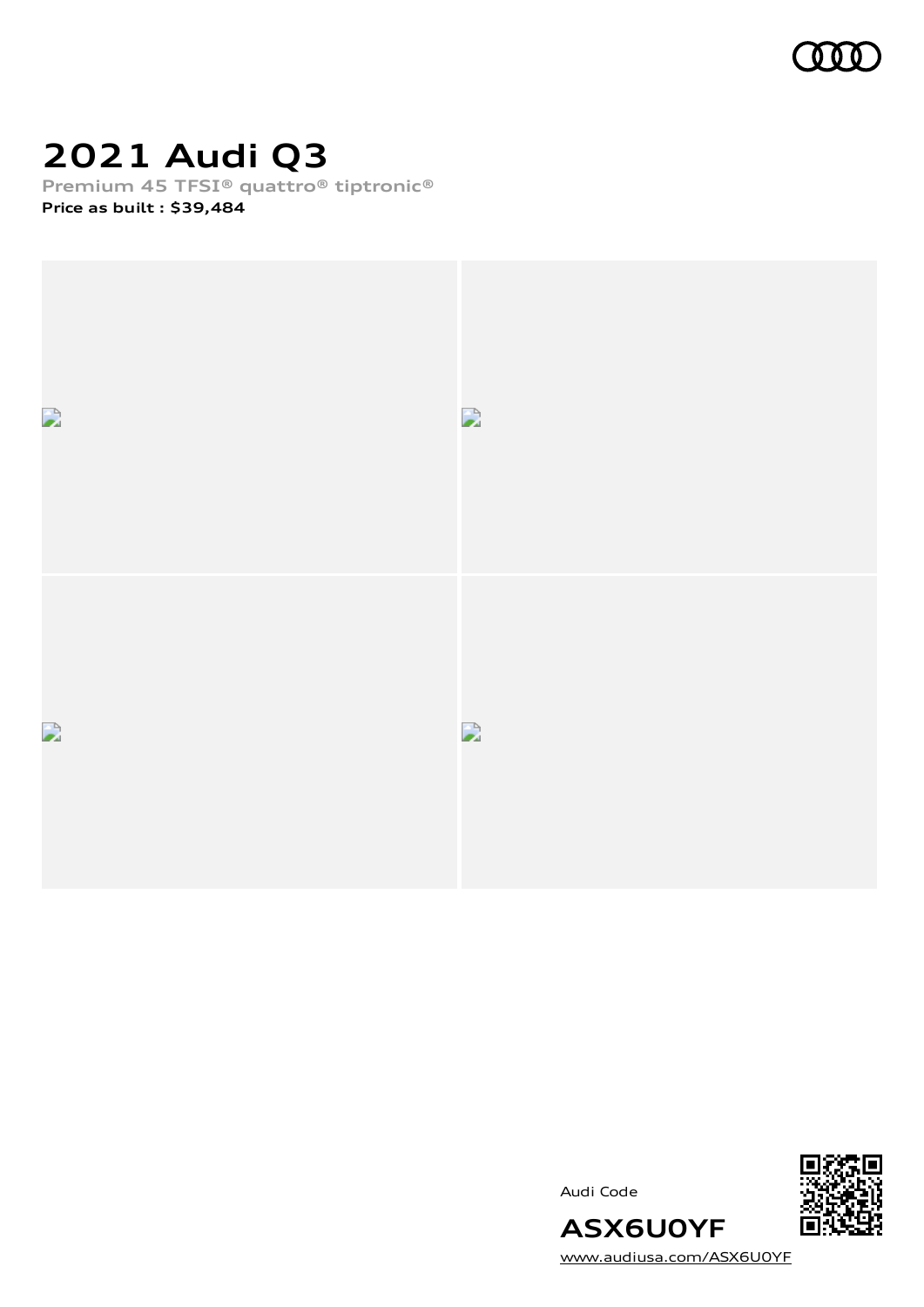# 2021 Audi Q3

**Premium 45 TFSI® quattro® tiptronic®**

**Price as built : $39,484**

Audi Code

**ASX6U0YF**

www.audiusa.com/ASX6U0YF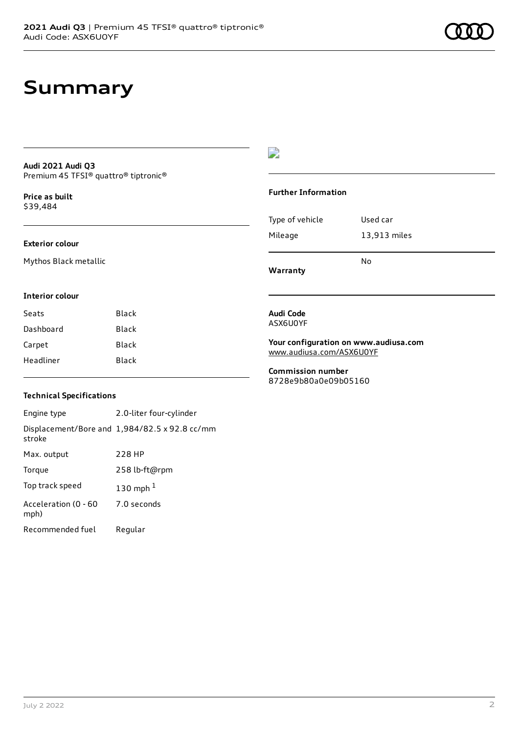# Summary

**Audi 2021 Audi Q3**
Premium 45 TFSI® quattro® tiptronic®

**Price as built**
$39,484

### Exterior colour

Mythos Black metallic

### Interior colour

| | |
|---|---|
| Seats | Black |
| Dashboard | Black |
| Carpet | Black |
| Headliner | Black |

### Technical Specifications

| | |
|---|---|
| Engine type | 2.0-liter four-cylinder |
| Displacement/Bore and stroke | 1,984/82.5 x 92.8 cc/mm |
| Max. output | 228 HP |
| Torque | 258 lb-ft@rpm |
| Top track speed | 130 mph [1] |
| Acceleration (0 - 60 mph) | 7.0 seconds |
| Recommended fuel | Regular |

### Further Information

| | |
|---|---|
| Type of vehicle | Used car |
| Mileage | 13,913 miles |
| Warranty | No |

**Audi Code**
ASX6U0YF

**Your configuration on www.audiusa.com**
www.audiusa.com/ASX6U0YF

**Commission number**
8728e9b80a0e09b05160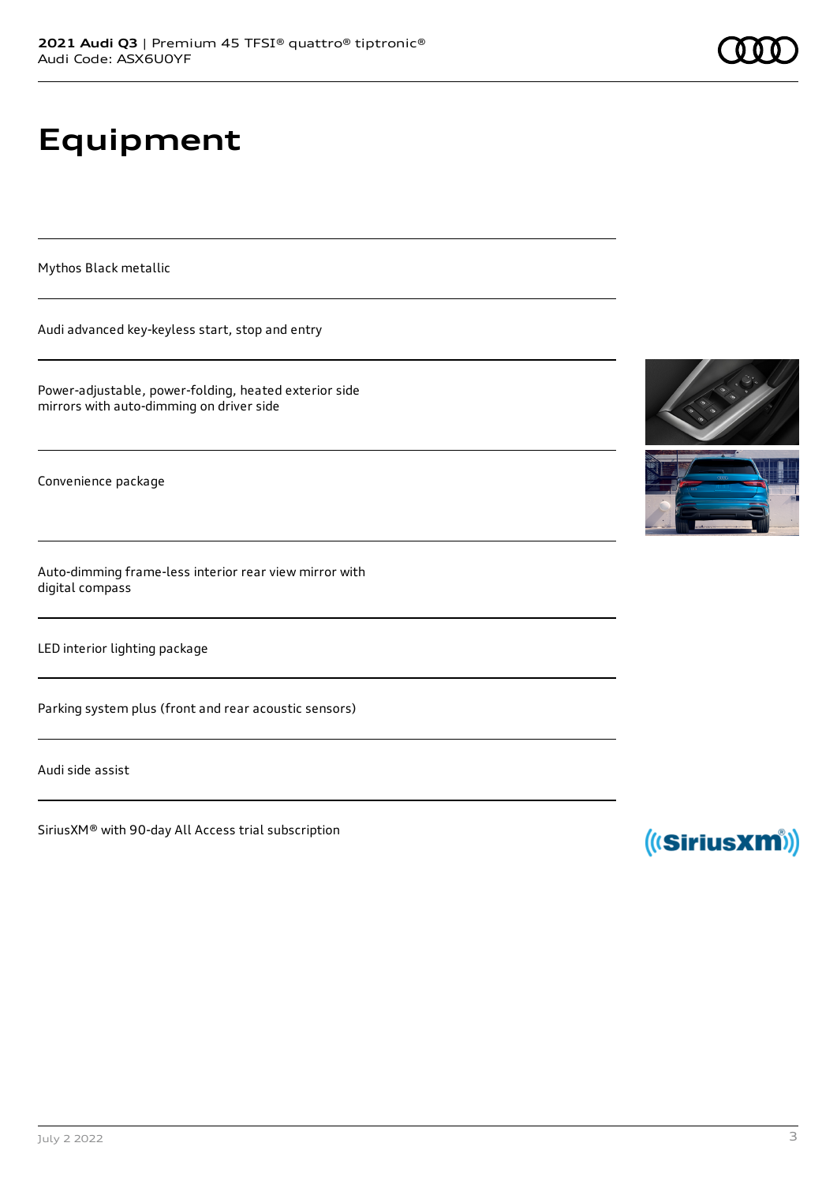# Equipment

Mythos Black metallic

Audi advanced key-keyless start, stop and entry

Power-adjustable, power-folding, heated exterior side mirrors with auto-dimming on driver side

Convenience package

Auto-dimming frame-less interior rear view mirror with digital compass

LED interior lighting package

Parking system plus (front and rear acoustic sensors)

Audi side assist

SiriusXM® with 90-day All Access trial subscription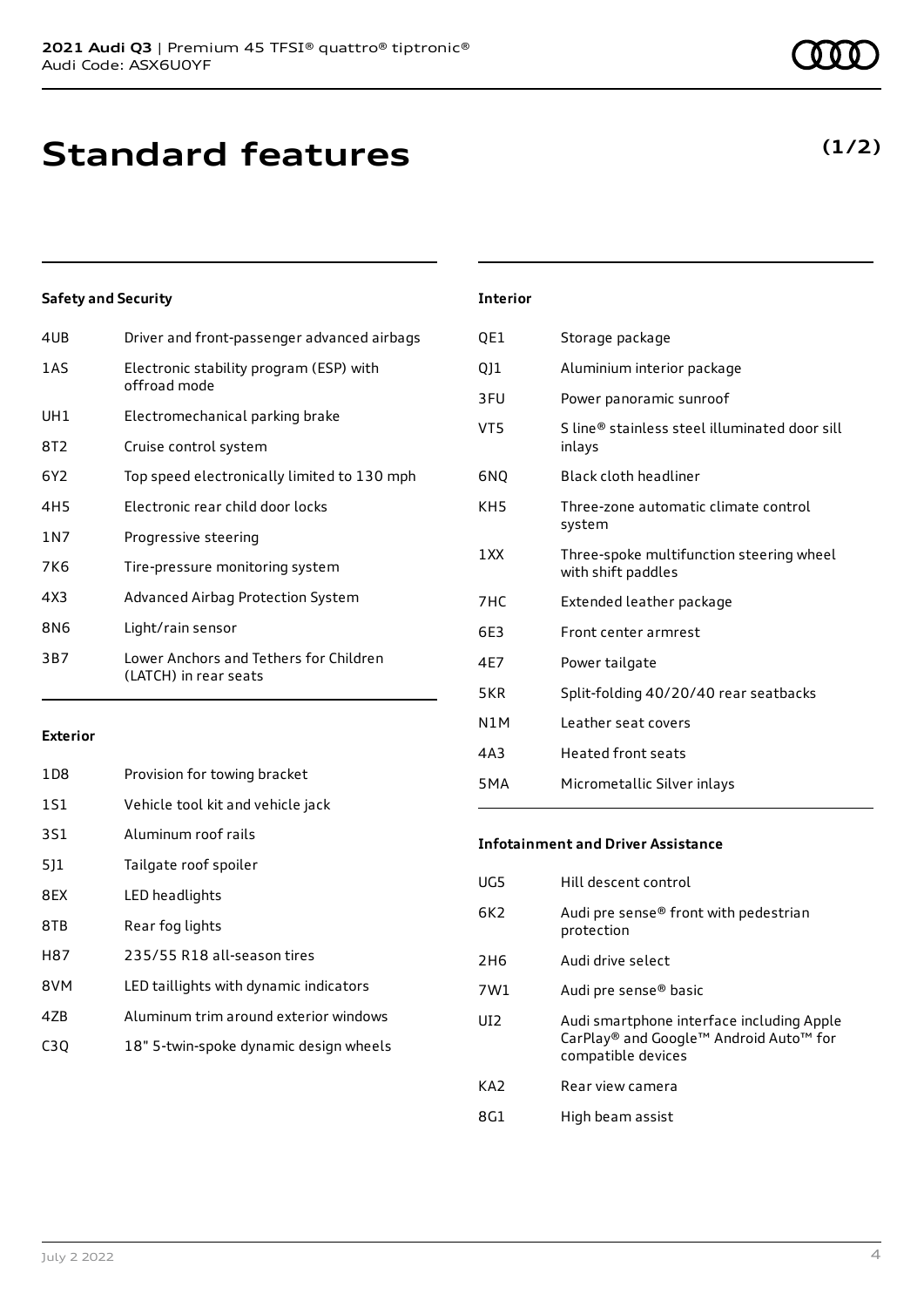# Standard features

**(1/2)**

### Safety and Security

| | |
|---|---|
| 4UB | Driver and front-passenger advanced airbags |
| 1AS | Electronic stability program (ESP) with offroad mode |
| UH1 | Electromechanical parking brake |
| 8T2 | Cruise control system |
| 6Y2 | Top speed electronically limited to 130 mph |
| 4H5 | Electronic rear child door locks |
| 1N7 | Progressive steering |
| 7K6 | Tire-pressure monitoring system |
| 4X3 | Advanced Airbag Protection System |
| 8N6 | Light/rain sensor |
| 3B7 | Lower Anchors and Tethers for Children (LATCH) in rear seats |

### Exterior

| | |
|---|---|
| 1D8 | Provision for towing bracket |
| 1S1 | Vehicle tool kit and vehicle jack |
| 3S1 | Aluminum roof rails |
| 5J1 | Tailgate roof spoiler |
| 8EX | LED headlights |
| 8TB | Rear fog lights |
| H87 | 235/55 R18 all-season tires |
| 8VM | LED taillights with dynamic indicators |
| 4ZB | Aluminum trim around exterior windows |
| C3Q | 18" 5-twin-spoke dynamic design wheels |

### Interior

| | |
|---|---|
| QE1 | Storage package |
| QJ1 | Aluminium interior package |
| 3FU | Power panoramic sunroof |
| VT5 | S line® stainless steel illuminated door sill inlays |
| 6NQ | Black cloth headliner |
| KH5 | Three-zone automatic climate control system |
| 1XX | Three-spoke multifunction steering wheel with shift paddles |
| 7HC | Extended leather package |
| 6E3 | Front center armrest |
| 4E7 | Power tailgate |
| 5KR | Split-folding 40/20/40 rear seatbacks |
| N1M | Leather seat covers |
| 4A3 | Heated front seats |
| 5MA | Micrometallic Silver inlays |

### Infotainment and Driver Assistance

| | |
|---|---|
| UG5 | Hill descent control |
| 6K2 | Audi pre sense® front with pedestrian protection |
| 2H6 | Audi drive select |
| 7W1 | Audi pre sense® basic |
| UI2 | Audi smartphone interface including Apple CarPlay® and Google™ Android Auto™ for compatible devices |
| KA2 | Rear view camera |
| 8G1 | High beam assist |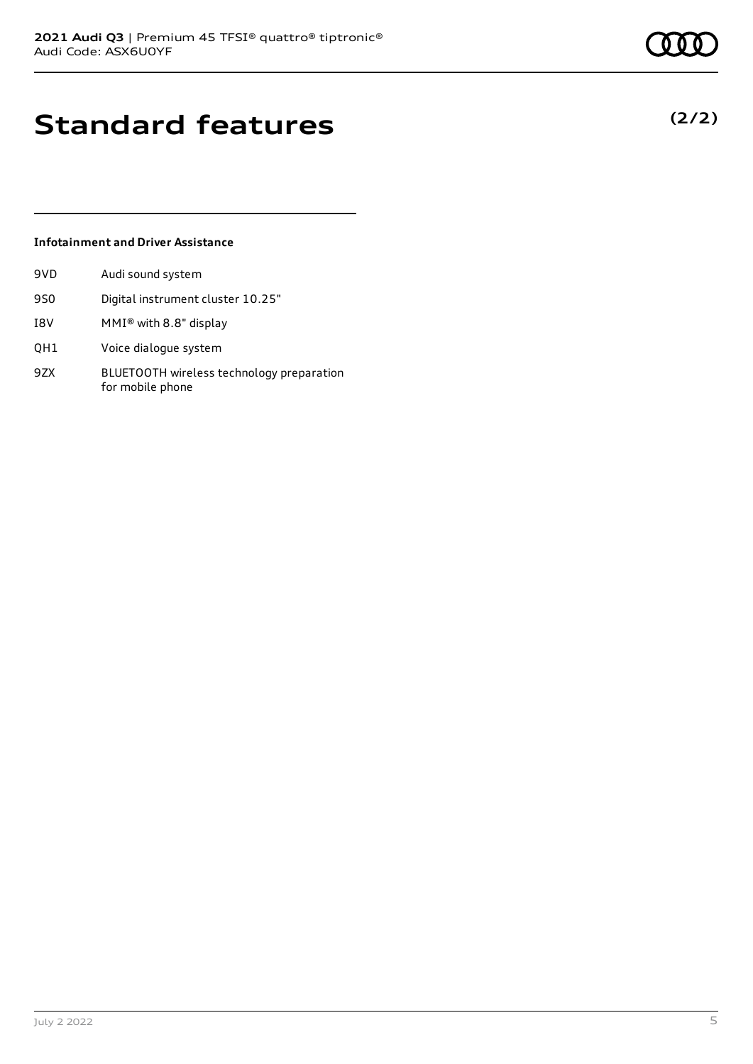# Standard features

**(2/2)**

### Infotainment and Driver Assistance

| | |
|---|---|
| 9VD | Audi sound system |
| 9S0 | Digital instrument cluster 10.25" |
| I8V | MMI® with 8.8" display |
| QH1 | Voice dialogue system |
| 9ZX | BLUETOOTH wireless technology preparation for mobile phone |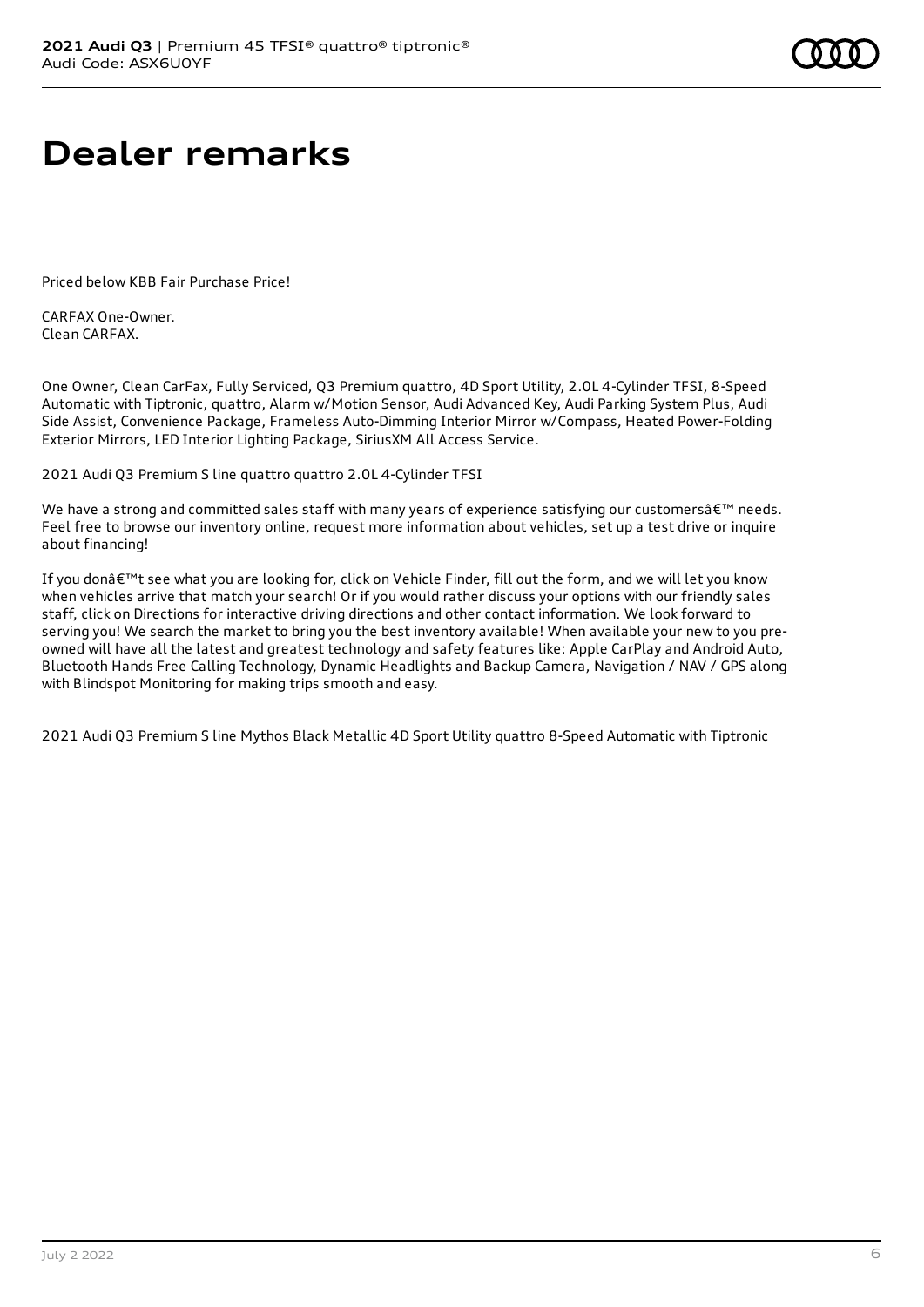# Dealer remarks

Priced below KBB Fair Purchase Price!

CARFAX One-Owner.
Clean CARFAX.

One Owner, Clean CarFax, Fully Serviced, Q3 Premium quattro, 4D Sport Utility, 2.0L 4-Cylinder TFSI, 8-Speed Automatic with Tiptronic, quattro, Alarm w/Motion Sensor, Audi Advanced Key, Audi Parking System Plus, Audi Side Assist, Convenience Package, Frameless Auto-Dimming Interior Mirror w/Compass, Heated Power-Folding Exterior Mirrors, LED Interior Lighting Package, SiriusXM All Access Service.

2021 Audi Q3 Premium S line quattro quattro 2.0L 4-Cylinder TFSI

We have a strong and committed sales staff with many years of experience satisfying our customersâ€™ needs. Feel free to browse our inventory online, request more information about vehicles, set up a test drive or inquire about financing!

If you donâ€™t see what you are looking for, click on Vehicle Finder, fill out the form, and we will let you know when vehicles arrive that match your search! Or if you would rather discuss your options with our friendly sales staff, click on Directions for interactive driving directions and other contact information. We look forward to serving you! We search the market to bring you the best inventory available! When available your new to you pre-owned will have all the latest and greatest technology and safety features like: Apple CarPlay and Android Auto, Bluetooth Hands Free Calling Technology, Dynamic Headlights and Backup Camera, Navigation / NAV / GPS along with Blindspot Monitoring for making trips smooth and easy.

2021 Audi Q3 Premium S line Mythos Black Metallic 4D Sport Utility quattro 8-Speed Automatic with Tiptronic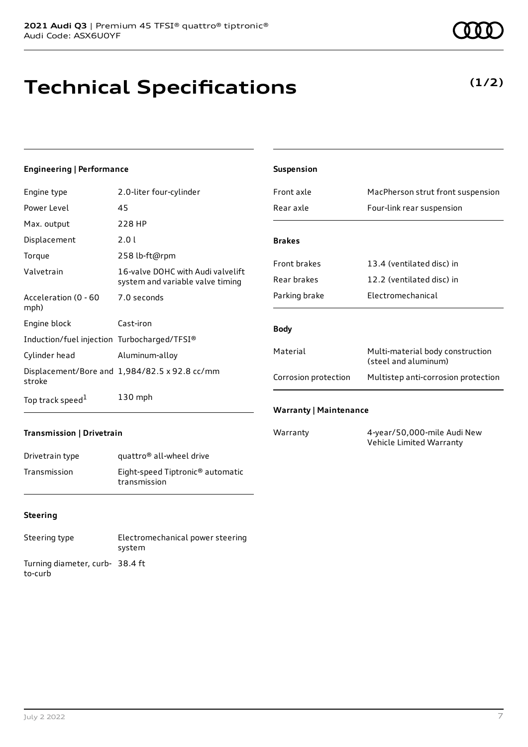**2021 Audi Q3** | Premium 45 TFSI® quattro® tiptronic®
Audi Code: ASX6U0YF

# Technical Specifications

**(1/2)**

### Engineering | Performance

| | |
|---|---|
| Engine type | 2.0-liter four-cylinder |
| Power Level | 45 |
| Max. output | 228 HP |
| Displacement | 2.0 l |
| Torque | 258 lb-ft@rpm |
| Valvetrain | 16-valve DOHC with Audi valvelift system and variable valve timing |
| Acceleration (0 - 60 mph) | 7.0 seconds |
| Engine block | Cast-iron |
| Induction/fuel injection | Turbocharged/TFSI® |
| Cylinder head | Aluminum-alloy |
| Displacement/Bore and stroke | 1,984/82.5 x 92.8 cc/mm |
| Top track speed[1] | 130 mph |

### Transmission | Drivetrain

| | |
|---|---|
| Drivetrain type | quattro® all-wheel drive |
| Transmission | Eight-speed Tiptronic® automatic transmission |

### Steering

| | |
|---|---|
| Steering type | Electromechanical power steering system |
| Turning diameter, curb-to-curb | 38.4 ft |

### Suspension

| | |
|---|---|
| Front axle | MacPherson strut front suspension |
| Rear axle | Four-link rear suspension |

### Brakes

| | |
|---|---|
| Front brakes | 13.4 (ventilated disc) in |
| Rear brakes | 12.2 (ventilated disc) in |
| Parking brake | Electromechanical |

### Body

| | |
|---|---|
| Material | Multi-material body construction (steel and aluminum) |
| Corrosion protection | Multistep anti-corrosion protection |

### Warranty | Maintenance

| | |
|---|---|
| Warranty | 4-year/50,000-mile Audi New Vehicle Limited Warranty |

July 2 2022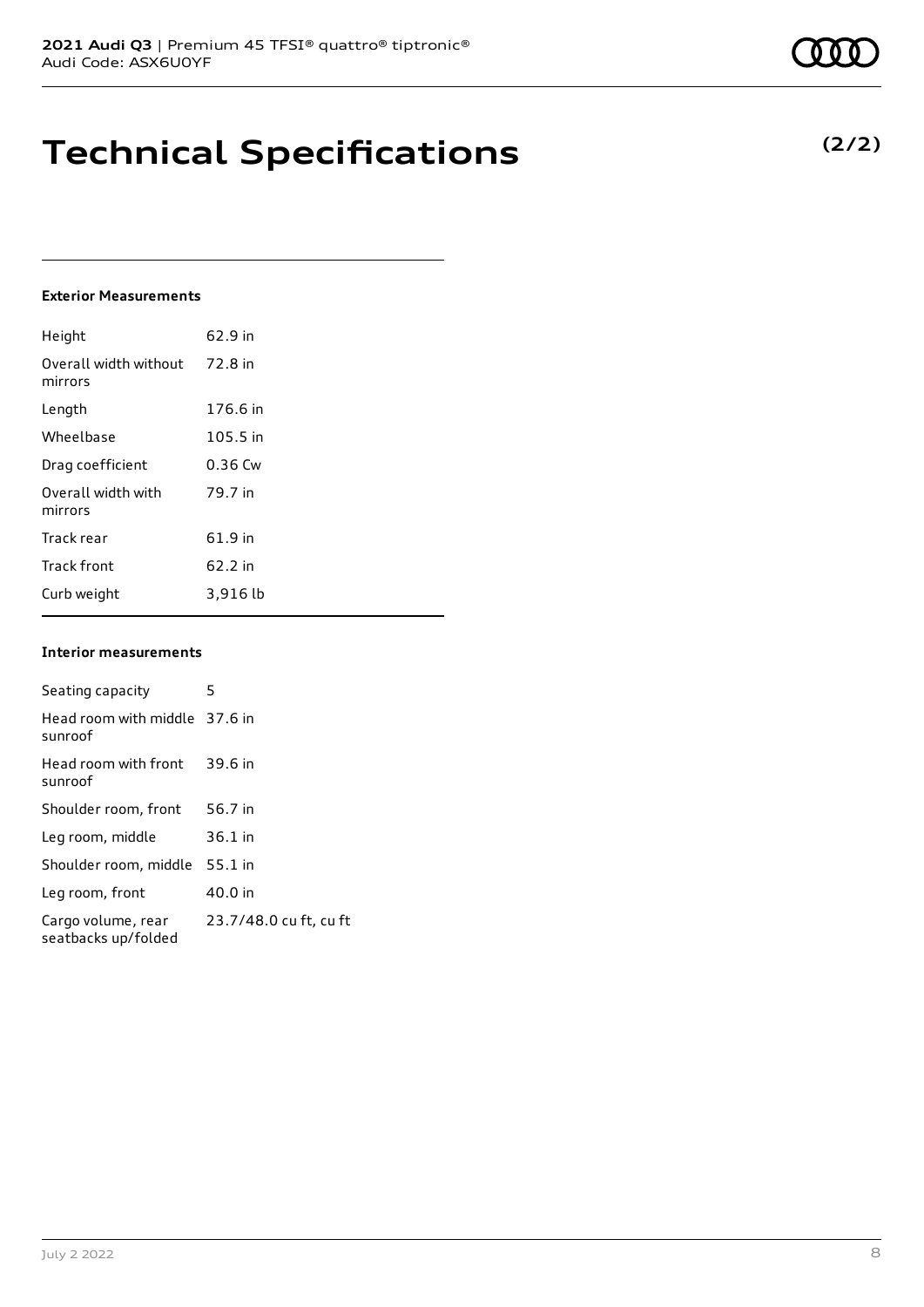# Technical Specifications

**(2/2)**

### Exterior Measurements

| | |
|---|---|
| Height | 62.9 in |
| Overall width without mirrors | 72.8 in |
| Length | 176.6 in |
| Wheelbase | 105.5 in |
| Drag coefficient | 0.36 Cw |
| Overall width with mirrors | 79.7 in |
| Track rear | 61.9 in |
| Track front | 62.2 in |
| Curb weight | 3,916 lb |

### Interior measurements

| | |
|---|---|
| Seating capacity | 5 |
| Head room with middle sunroof | 37.6 in |
| Head room with front sunroof | 39.6 in |
| Shoulder room, front | 56.7 in |
| Leg room, middle | 36.1 in |
| Shoulder room, middle | 55.1 in |
| Leg room, front | 40.0 in |
| Cargo volume, rear seatbacks up/folded | 23.7/48.0 cu ft, cu ft |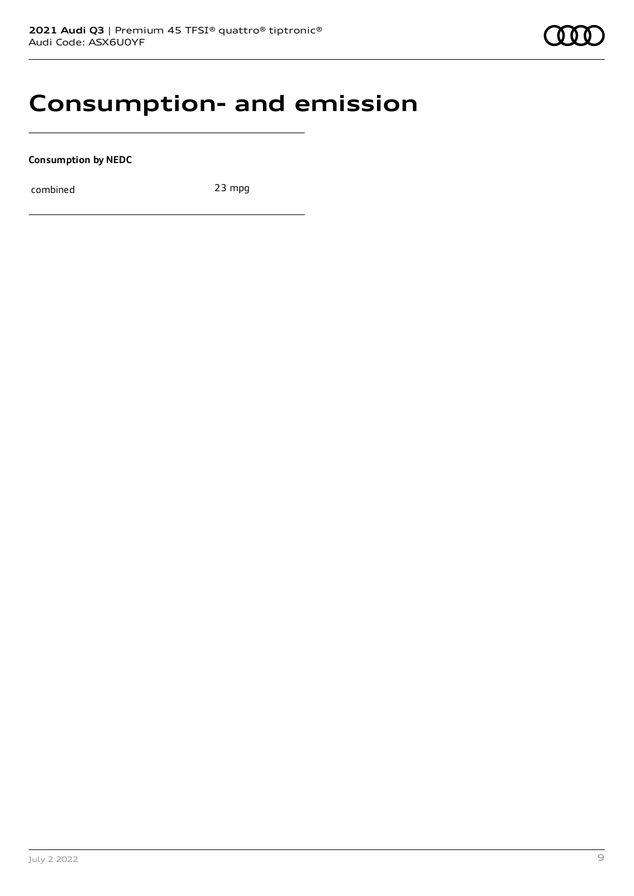# Consumption- and emission

**Consumption by NEDC**

| combined | 23 mpg |
| --- | --- |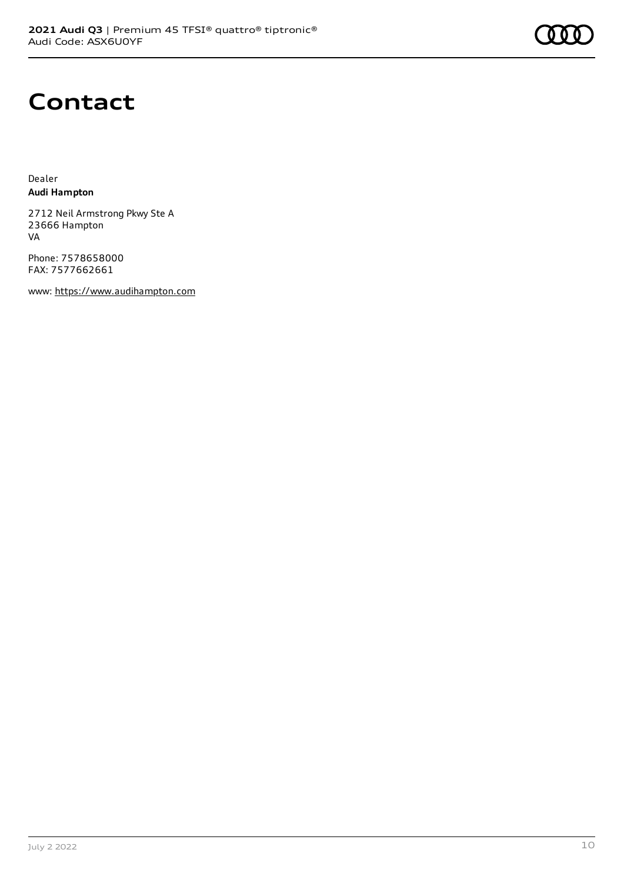# Contact

Dealer
**Audi Hampton**

2712 Neil Armstrong Pkwy Ste A
23666 Hampton
VA

Phone: 7578658000
FAX: 7577662661

www: https://www.audihampton.com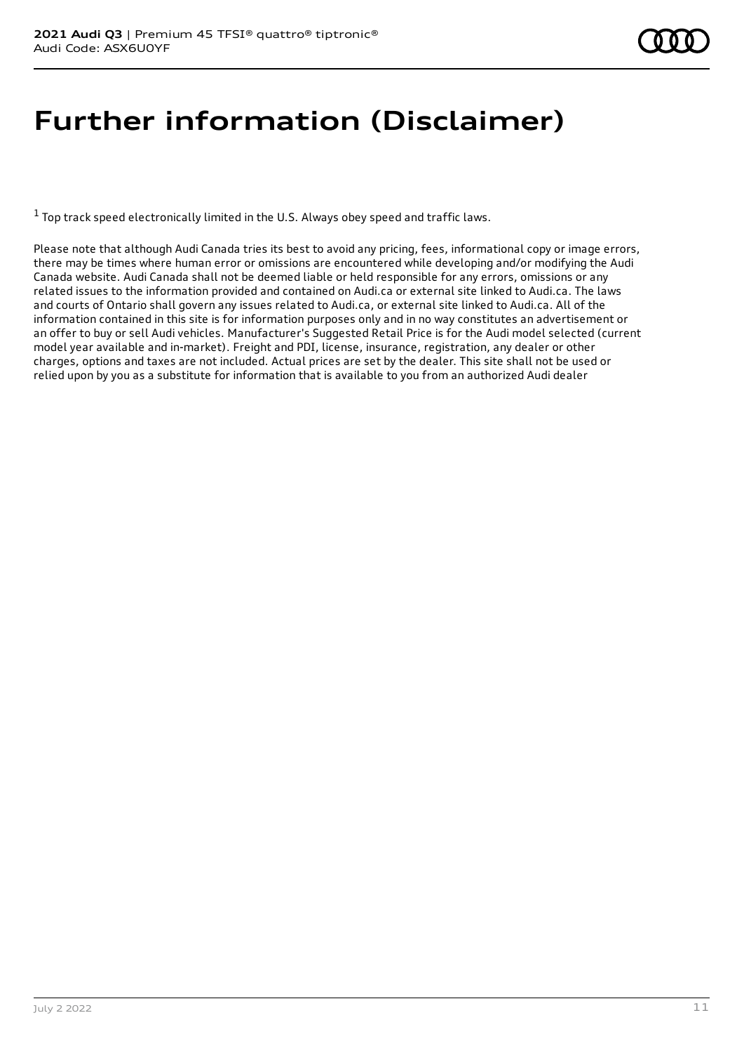# Further information (Disclaimer)

[1] Top track speed electronically limited in the U.S. Always obey speed and traffic laws.

Please note that although Audi Canada tries its best to avoid any pricing, fees, informational copy or image errors, there may be times where human error or omissions are encountered while developing and/or modifying the Audi Canada website. Audi Canada shall not be deemed liable or held responsible for any errors, omissions or any related issues to the information provided and contained on Audi.ca or external site linked to Audi.ca. The laws and courts of Ontario shall govern any issues related to Audi.ca, or external site linked to Audi.ca. All of the information contained in this site is for information purposes only and in no way constitutes an advertisement or an offer to buy or sell Audi vehicles. Manufacturer's Suggested Retail Price is for the Audi model selected (current model year available and in-market). Freight and PDI, license, insurance, registration, any dealer or other charges, options and taxes are not included. Actual prices are set by the dealer. This site shall not be used or relied upon by you as a substitute for information that is available to you from an authorized Audi dealer